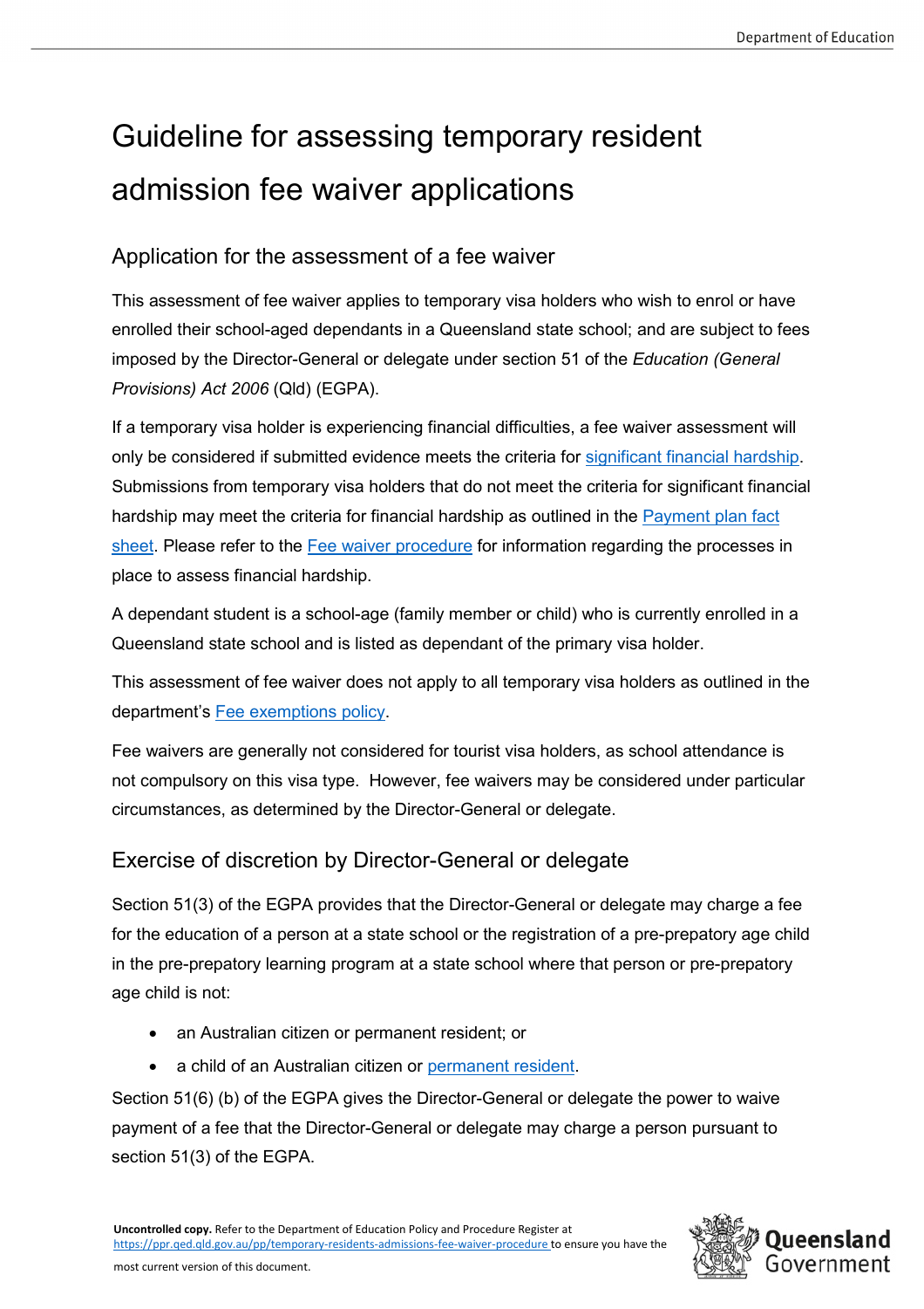# Guideline for assessing temporary resident admission fee waiver applications

## Application for the assessment of a fee waiver

This assessment of fee waiver applies to temporary visa holders who wish to enrol or have enrolled their school-aged dependants in a Queensland state school; and are subject to fees imposed by the Director-General or delegate under section 51 of the *Education (General Provisions) Act 2006* (Qld) (EGPA).

If a temporary visa holder is experiencing financial difficulties, a fee waiver assessment will only be considered if submitted evidence meets the criteria for significant financial hardship. Submissions from temporary visa holders that do not meet the criteria for significant financial hardship may meet the criteria for financial hardship as outlined in the Payment plan fact sheet. Please refer to the Fee waiver procedure for information regarding the processes in place to assess financial hardship.

A dependant student is a school-age (family member or child) who is currently enrolled in a Queensland state school and is listed as dependant of the primary visa holder.

This assessment of fee waiver does not apply to all temporary visa holders as outlined in the department's Fee exemptions policy.

Fee waivers are generally not considered for tourist visa holders, as school attendance is not compulsory on this visa type. However, fee waivers may be considered under particular circumstances, as determined by the Director-General or delegate.

## Exercise of discretion by Director-General or delegate

Section 51(3) of the EGPA provides that the Director-General or delegate may charge a fee for the education of a person at a state school or the registration of a pre-prepatory age child in the pre-prepatory learning program at a state school where that person or pre-prepatory age child is not:

- an Australian citizen or permanent resident; or
- a child of an Australian citizen or permanent resident.

Section 51(6) (b) of the EGPA gives the Director-General or delegate the power to waive payment of a fee that the Director-General or delegate may charge a person pursuant to section 51(3) of the EGPA.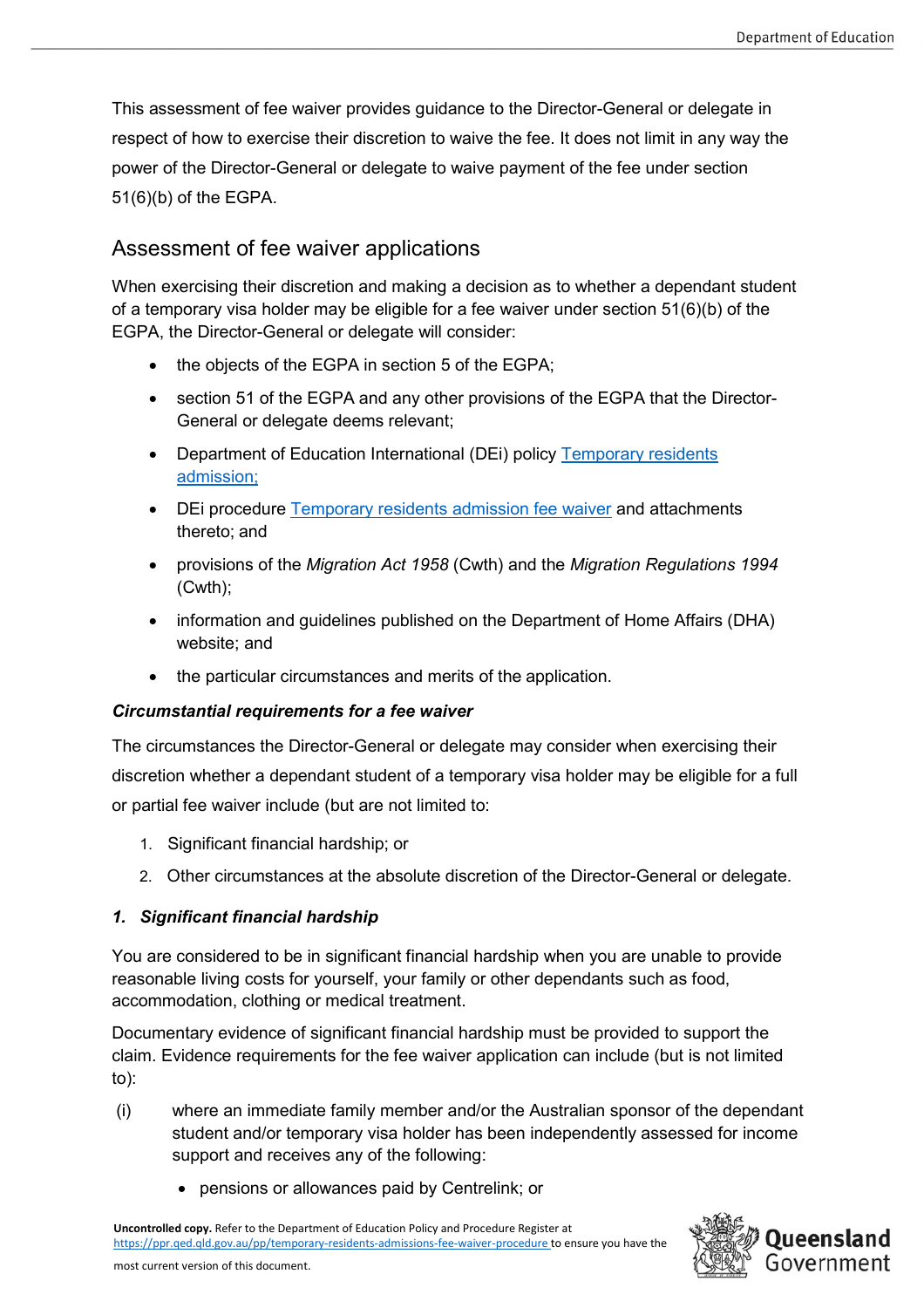This assessment of fee waiver provides guidance to the Director-General or delegate in respect of how to exercise their discretion to waive the fee. It does not limit in any way the power of the Director-General or delegate to waive payment of the fee under section 51(6)(b) of the EGPA.

## Assessment of fee waiver applications

When exercising their discretion and making a decision as to whether a dependant student of a temporary visa holder may be eligible for a fee waiver under section 51(6)(b) of the EGPA, the Director-General or delegate will consider:

- the objects of the EGPA in section 5 of the EGPA;
- section 51 of the EGPA and any other provisions of the EGPA that the Director-General or delegate deems relevant;
- Department of Education International (DEi) policy [Temporary residents admission;]
- DEi procedure [Temporary residents admission fee waiver] and attachments thereto; and
- provisions of the *Migration Act 1958* (Cwth) and the *Migration Regulations 1994* (Cwth);
- information and guidelines published on the Department of Home Affairs (DHA) website; and
- the particular circumstances and merits of the application.

***Circumstantial requirements for a fee waiver***

The circumstances the Director-General or delegate may consider when exercising their discretion whether a dependant student of a temporary visa holder may be eligible for a full or partial fee waiver include (but are not limited to:

1. Significant financial hardship; or
2. Other circumstances at the absolute discretion of the Director-General or delegate.

***1. Significant financial hardship***

You are considered to be in significant financial hardship when you are unable to provide reasonable living costs for yourself, your family or other dependants such as food, accommodation, clothing or medical treatment.

Documentary evidence of significant financial hardship must be provided to support the claim. Evidence requirements for the fee waiver application can include (but is not limited to):

(i) where an immediate family member and/or the Australian sponsor of the dependant student and/or temporary visa holder has been independently assessed for income support and receives any of the following:

- pensions or allowances paid by Centrelink; or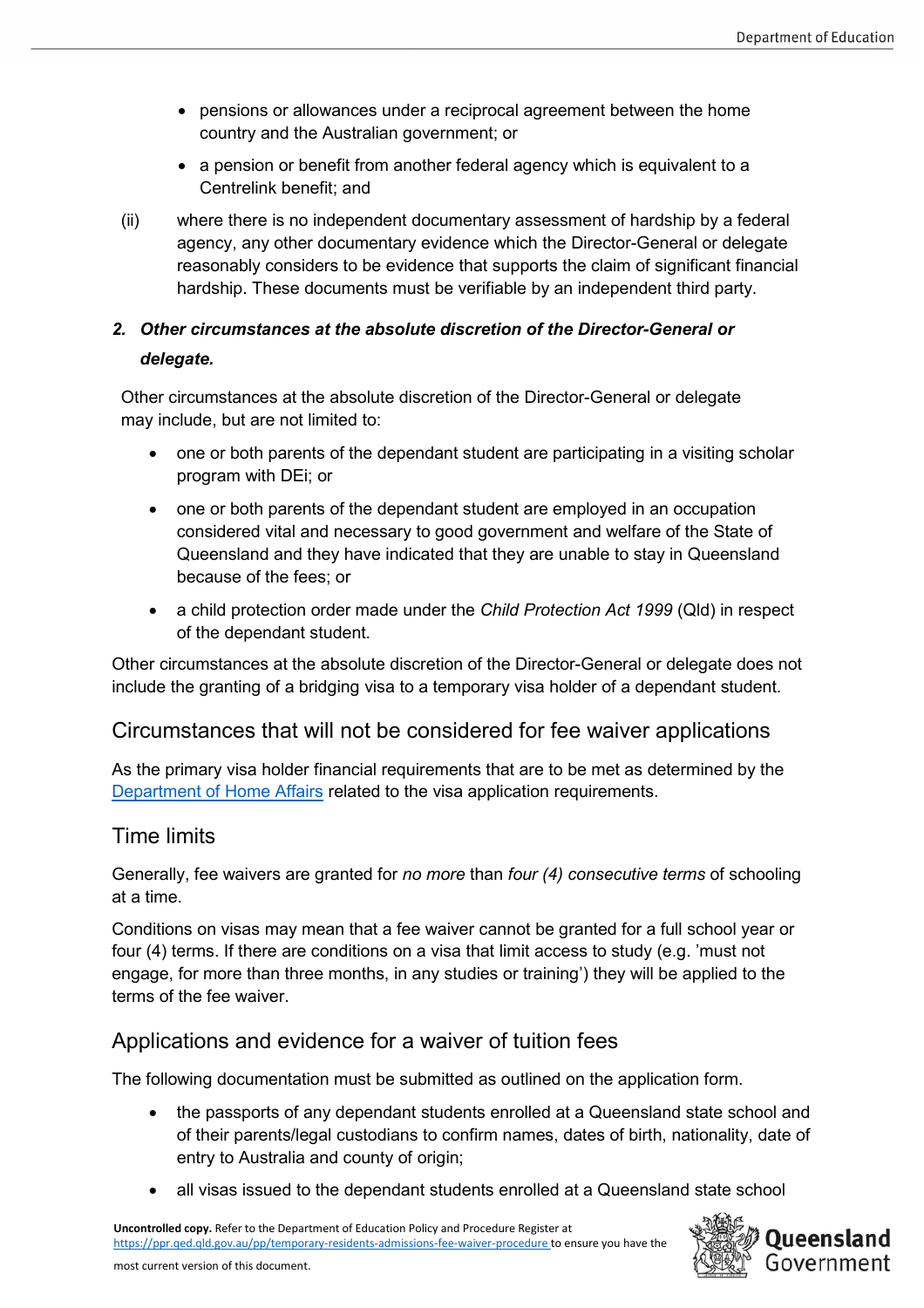- pensions or allowances under a reciprocal agreement between the home country and the Australian government; or
- a pension or benefit from another federal agency which is equivalent to a Centrelink benefit; and

(ii) where there is no independent documentary assessment of hardship by a federal agency, any other documentary evidence which the Director-General or delegate reasonably considers to be evidence that supports the claim of significant financial hardship. These documents must be verifiable by an independent third party.

***2. Other circumstances at the absolute discretion of the Director-General or delegate.***

Other circumstances at the absolute discretion of the Director-General or delegate may include, but are not limited to:

- one or both parents of the dependant student are participating in a visiting scholar program with DEi; or
- one or both parents of the dependant student are employed in an occupation considered vital and necessary to good government and welfare of the State of Queensland and they have indicated that they are unable to stay in Queensland because of the fees; or
- a child protection order made under the *Child Protection Act 1999* (Qld) in respect of the dependant student.

Other circumstances at the absolute discretion of the Director-General or delegate does not include the granting of a bridging visa to a temporary visa holder of a dependant student.

## Circumstances that will not be considered for fee waiver applications

As the primary visa holder financial requirements that are to be met as determined by the [Department of Home Affairs](#) related to the visa application requirements.

## Time limits

Generally, fee waivers are granted for *no more* than *four (4) consecutive terms* of schooling at a time.

Conditions on visas may mean that a fee waiver cannot be granted for a full school year or four (4) terms. If there are conditions on a visa that limit access to study (e.g. 'must not engage, for more than three months, in any studies or training') they will be applied to the terms of the fee waiver.

## Applications and evidence for a waiver of tuition fees

The following documentation must be submitted as outlined on the application form.

- the passports of any dependant students enrolled at a Queensland state school and of their parents/legal custodians to confirm names, dates of birth, nationality, date of entry to Australia and county of origin;
- all visas issued to the dependant students enrolled at a Queensland state school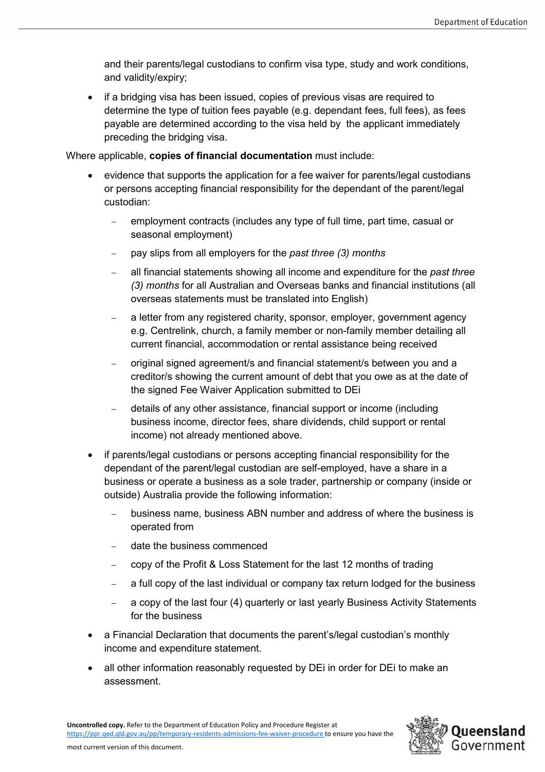and their parents/legal custodians to confirm visa type, study and work conditions, and validity/expiry;

- if a bridging visa has been issued, copies of previous visas are required to determine the type of tuition fees payable (e.g. dependant fees, full fees), as fees payable are determined according to the visa held by the applicant immediately preceding the bridging visa.

Where applicable, **copies of financial documentation** must include:

- evidence that supports the application for a fee waiver for parents/legal custodians or persons accepting financial responsibility for the dependant of the parent/legal custodian:
  - employment contracts (includes any type of full time, part time, casual or seasonal employment)
  - pay slips from all employers for the *past three (3) months*
  - all financial statements showing all income and expenditure for the *past three (3) months* for all Australian and Overseas banks and financial institutions (all overseas statements must be translated into English)
  - a letter from any registered charity, sponsor, employer, government agency e.g. Centrelink, church, a family member or non-family member detailing all current financial, accommodation or rental assistance being received
  - original signed agreement/s and financial statement/s between you and a creditor/s showing the current amount of debt that you owe as at the date of the signed Fee Waiver Application submitted to DEi
  - details of any other assistance, financial support or income (including business income, director fees, share dividends, child support or rental income) not already mentioned above.
- if parents/legal custodians or persons accepting financial responsibility for the dependant of the parent/legal custodian are self-employed, have a share in a business or operate a business as a sole trader, partnership or company (inside or outside) Australia provide the following information:
  - business name, business ABN number and address of where the business is operated from
  - date the business commenced
  - copy of the Profit & Loss Statement for the last 12 months of trading
  - a full copy of the last individual or company tax return lodged for the business
  - a copy of the last four (4) quarterly or last yearly Business Activity Statements for the business
- a Financial Declaration that documents the parent's/legal custodian's monthly income and expenditure statement.
- all other information reasonably requested by DEi in order for DEi to make an assessment.